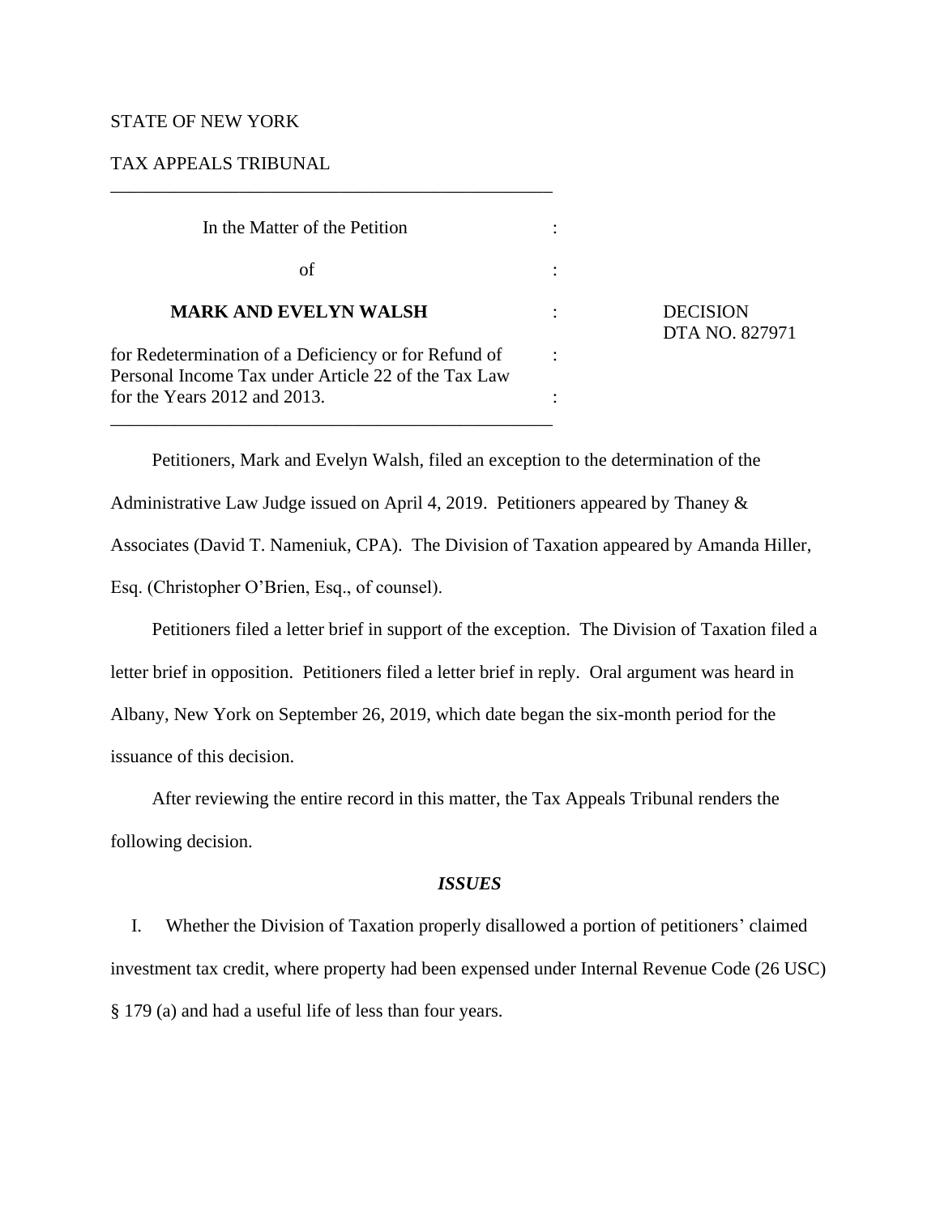STATE OF NEW YORK

TAX APPEALS TRIBUNAL

---

| | | |
|---|---|---|
| In the Matter of the Petition | : | |
| of | : | |
| **MARK AND EVELYN WALSH** | : | DECISION<br>DTA NO. 827971 |
| for Redetermination of a Deficiency or for Refund of Personal Income Tax under Article 22 of the Tax Law for the Years 2012 and 2013. | : | |

---

Petitioners, Mark and Evelyn Walsh, filed an exception to the determination of the Administrative Law Judge issued on April 4, 2019. Petitioners appeared by Thaney & Associates (David T. Nameniuk, CPA). The Division of Taxation appeared by Amanda Hiller, Esq. (Christopher O'Brien, Esq., of counsel).

Petitioners filed a letter brief in support of the exception. The Division of Taxation filed a letter brief in opposition. Petitioners filed a letter brief in reply. Oral argument was heard in Albany, New York on September 26, 2019, which date began the six-month period for the issuance of this decision.

After reviewing the entire record in this matter, the Tax Appeals Tribunal renders the following decision.

## *ISSUES*

I. Whether the Division of Taxation properly disallowed a portion of petitioners' claimed investment tax credit, where property had been expensed under Internal Revenue Code (26 USC) § 179 (a) and had a useful life of less than four years.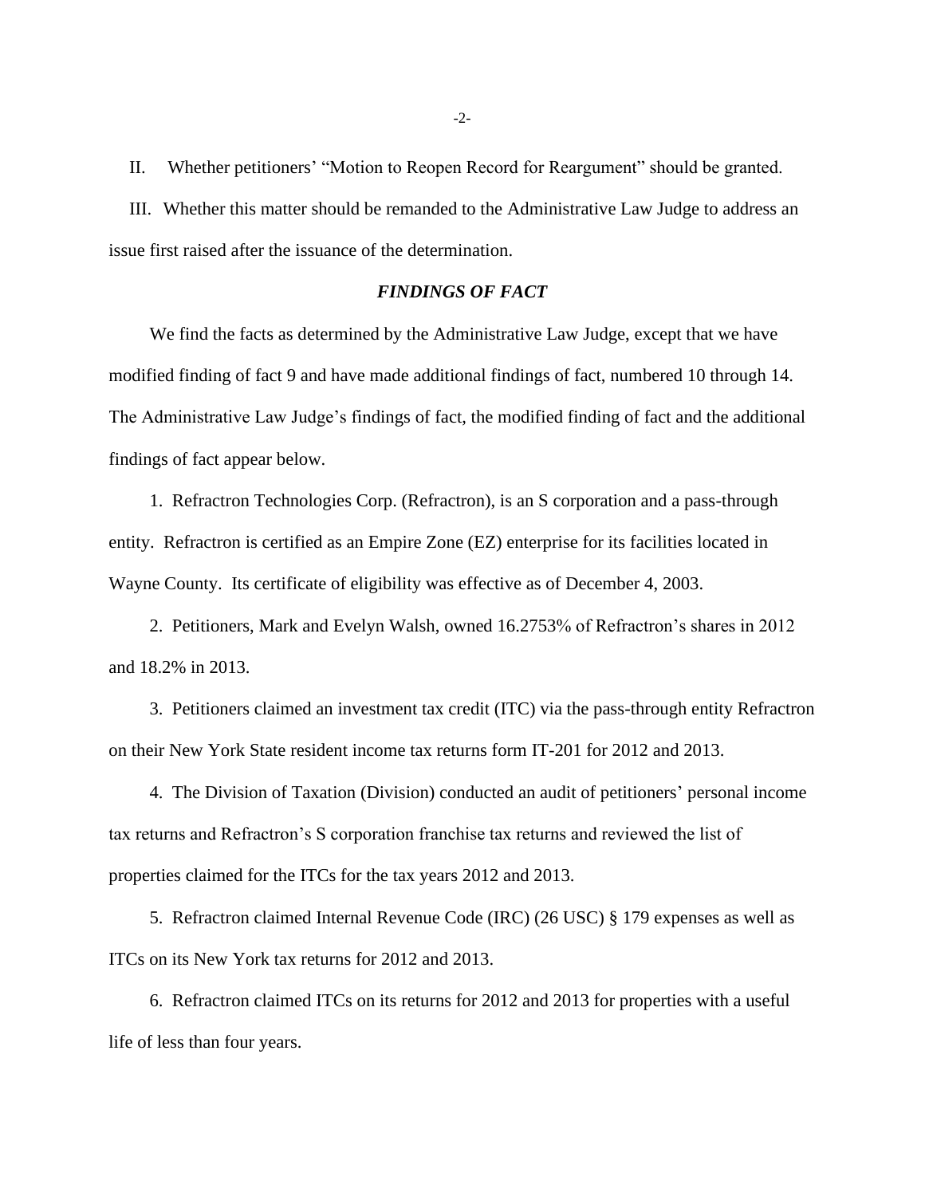II. Whether petitioners' "Motion to Reopen Record for Reargument" should be granted.

III. Whether this matter should be remanded to the Administrative Law Judge to address an issue first raised after the issuance of the determination.

## *FINDINGS OF FACT*

We find the facts as determined by the Administrative Law Judge, except that we have modified finding of fact 9 and have made additional findings of fact, numbered 10 through 14. The Administrative Law Judge's findings of fact, the modified finding of fact and the additional findings of fact appear below.

1. Refractron Technologies Corp. (Refractron), is an S corporation and a pass-through entity. Refractron is certified as an Empire Zone (EZ) enterprise for its facilities located in Wayne County. Its certificate of eligibility was effective as of December 4, 2003.

2. Petitioners, Mark and Evelyn Walsh, owned 16.2753% of Refractron's shares in 2012 and 18.2% in 2013.

3. Petitioners claimed an investment tax credit (ITC) via the pass-through entity Refractron on their New York State resident income tax returns form IT-201 for 2012 and 2013.

4. The Division of Taxation (Division) conducted an audit of petitioners' personal income tax returns and Refractron's S corporation franchise tax returns and reviewed the list of properties claimed for the ITCs for the tax years 2012 and 2013.

5. Refractron claimed Internal Revenue Code (IRC) (26 USC) § 179 expenses as well as ITCs on its New York tax returns for 2012 and 2013.

6. Refractron claimed ITCs on its returns for 2012 and 2013 for properties with a useful life of less than four years.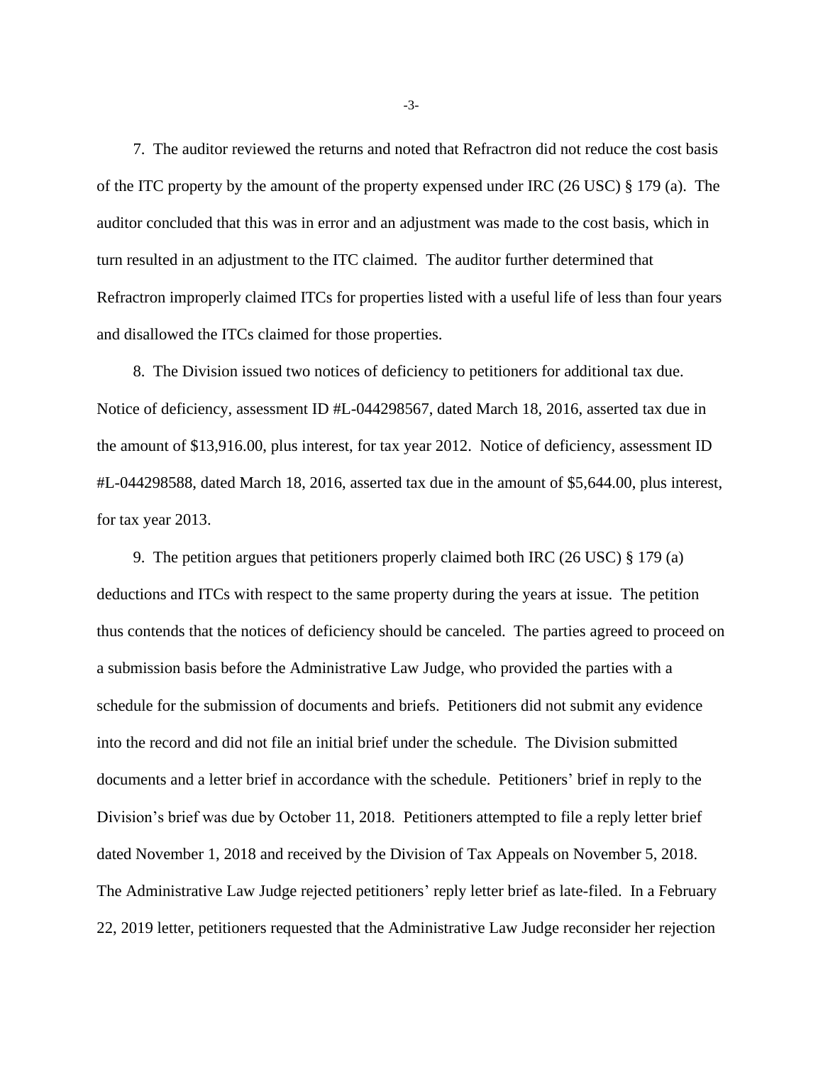7. The auditor reviewed the returns and noted that Refractron did not reduce the cost basis of the ITC property by the amount of the property expensed under IRC (26 USC) § 179 (a). The auditor concluded that this was in error and an adjustment was made to the cost basis, which in turn resulted in an adjustment to the ITC claimed. The auditor further determined that Refractron improperly claimed ITCs for properties listed with a useful life of less than four years and disallowed the ITCs claimed for those properties.

8. The Division issued two notices of deficiency to petitioners for additional tax due. Notice of deficiency, assessment ID #L-044298567, dated March 18, 2016, asserted tax due in the amount of $13,916.00, plus interest, for tax year 2012. Notice of deficiency, assessment ID #L-044298588, dated March 18, 2016, asserted tax due in the amount of $5,644.00, plus interest, for tax year 2013.

9. The petition argues that petitioners properly claimed both IRC (26 USC) § 179 (a) deductions and ITCs with respect to the same property during the years at issue. The petition thus contends that the notices of deficiency should be canceled. The parties agreed to proceed on a submission basis before the Administrative Law Judge, who provided the parties with a schedule for the submission of documents and briefs. Petitioners did not submit any evidence into the record and did not file an initial brief under the schedule. The Division submitted documents and a letter brief in accordance with the schedule. Petitioners' brief in reply to the Division's brief was due by October 11, 2018. Petitioners attempted to file a reply letter brief dated November 1, 2018 and received by the Division of Tax Appeals on November 5, 2018. The Administrative Law Judge rejected petitioners' reply letter brief as late-filed. In a February 22, 2019 letter, petitioners requested that the Administrative Law Judge reconsider her rejection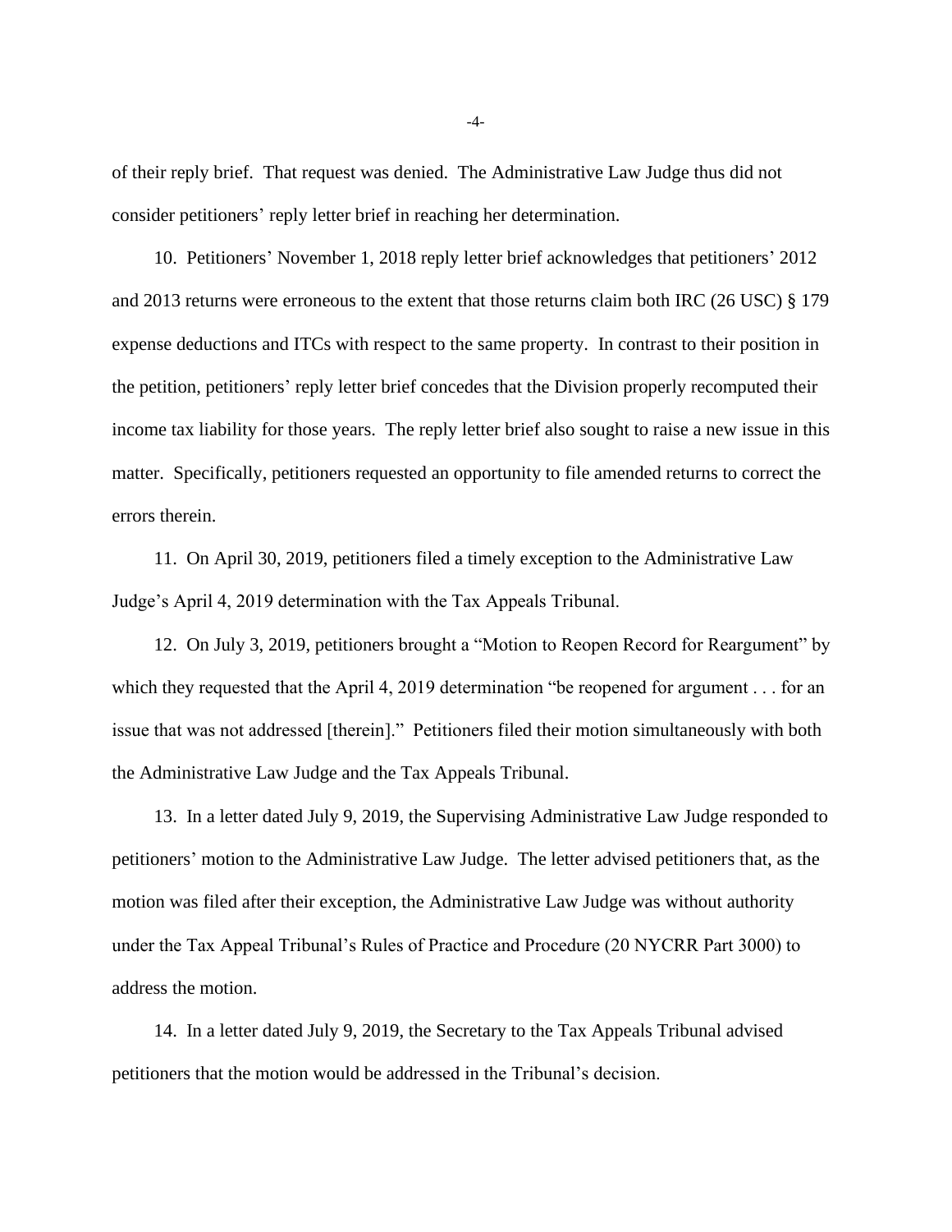of their reply brief. That request was denied. The Administrative Law Judge thus did not consider petitioners' reply letter brief in reaching her determination.

10. Petitioners' November 1, 2018 reply letter brief acknowledges that petitioners' 2012 and 2013 returns were erroneous to the extent that those returns claim both IRC (26 USC) § 179 expense deductions and ITCs with respect to the same property. In contrast to their position in the petition, petitioners' reply letter brief concedes that the Division properly recomputed their income tax liability for those years. The reply letter brief also sought to raise a new issue in this matter. Specifically, petitioners requested an opportunity to file amended returns to correct the errors therein.

11. On April 30, 2019, petitioners filed a timely exception to the Administrative Law Judge's April 4, 2019 determination with the Tax Appeals Tribunal.

12. On July 3, 2019, petitioners brought a "Motion to Reopen Record for Reargument" by which they requested that the April 4, 2019 determination "be reopened for argument . . . for an issue that was not addressed [therein]." Petitioners filed their motion simultaneously with both the Administrative Law Judge and the Tax Appeals Tribunal.

13. In a letter dated July 9, 2019, the Supervising Administrative Law Judge responded to petitioners' motion to the Administrative Law Judge. The letter advised petitioners that, as the motion was filed after their exception, the Administrative Law Judge was without authority under the Tax Appeal Tribunal's Rules of Practice and Procedure (20 NYCRR Part 3000) to address the motion.

14. In a letter dated July 9, 2019, the Secretary to the Tax Appeals Tribunal advised petitioners that the motion would be addressed in the Tribunal's decision.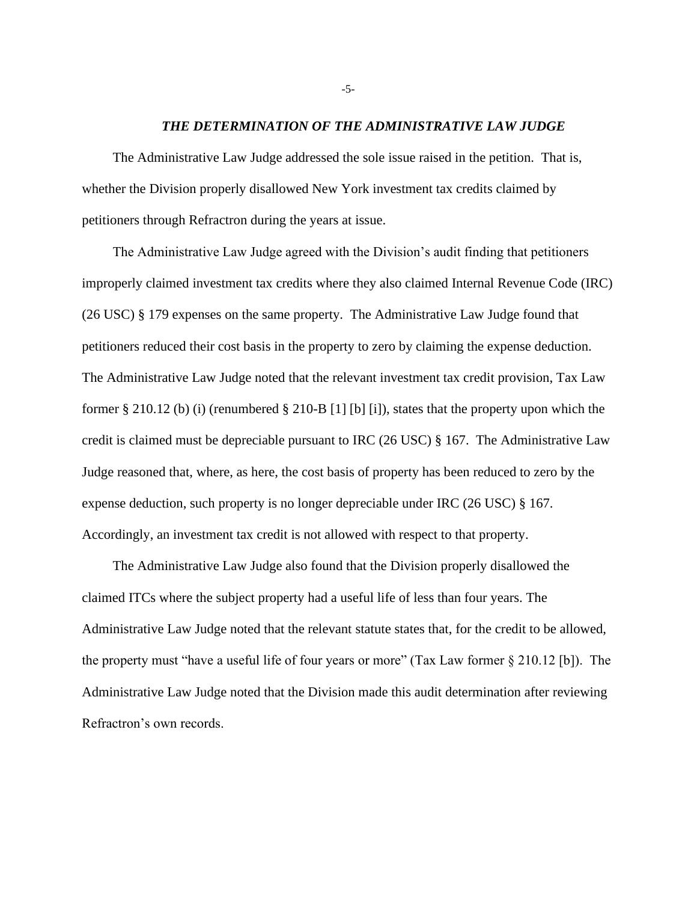## *THE DETERMINATION OF THE ADMINISTRATIVE LAW JUDGE*

The Administrative Law Judge addressed the sole issue raised in the petition. That is, whether the Division properly disallowed New York investment tax credits claimed by petitioners through Refractron during the years at issue.

The Administrative Law Judge agreed with the Division's audit finding that petitioners improperly claimed investment tax credits where they also claimed Internal Revenue Code (IRC) (26 USC) § 179 expenses on the same property. The Administrative Law Judge found that petitioners reduced their cost basis in the property to zero by claiming the expense deduction. The Administrative Law Judge noted that the relevant investment tax credit provision, Tax Law former § 210.12 (b) (i) (renumbered § 210-B [1] [b] [i]), states that the property upon which the credit is claimed must be depreciable pursuant to IRC (26 USC) § 167. The Administrative Law Judge reasoned that, where, as here, the cost basis of property has been reduced to zero by the expense deduction, such property is no longer depreciable under IRC (26 USC) § 167. Accordingly, an investment tax credit is not allowed with respect to that property.

The Administrative Law Judge also found that the Division properly disallowed the claimed ITCs where the subject property had a useful life of less than four years. The Administrative Law Judge noted that the relevant statute states that, for the credit to be allowed, the property must "have a useful life of four years or more" (Tax Law former § 210.12 [b]). The Administrative Law Judge noted that the Division made this audit determination after reviewing Refractron's own records.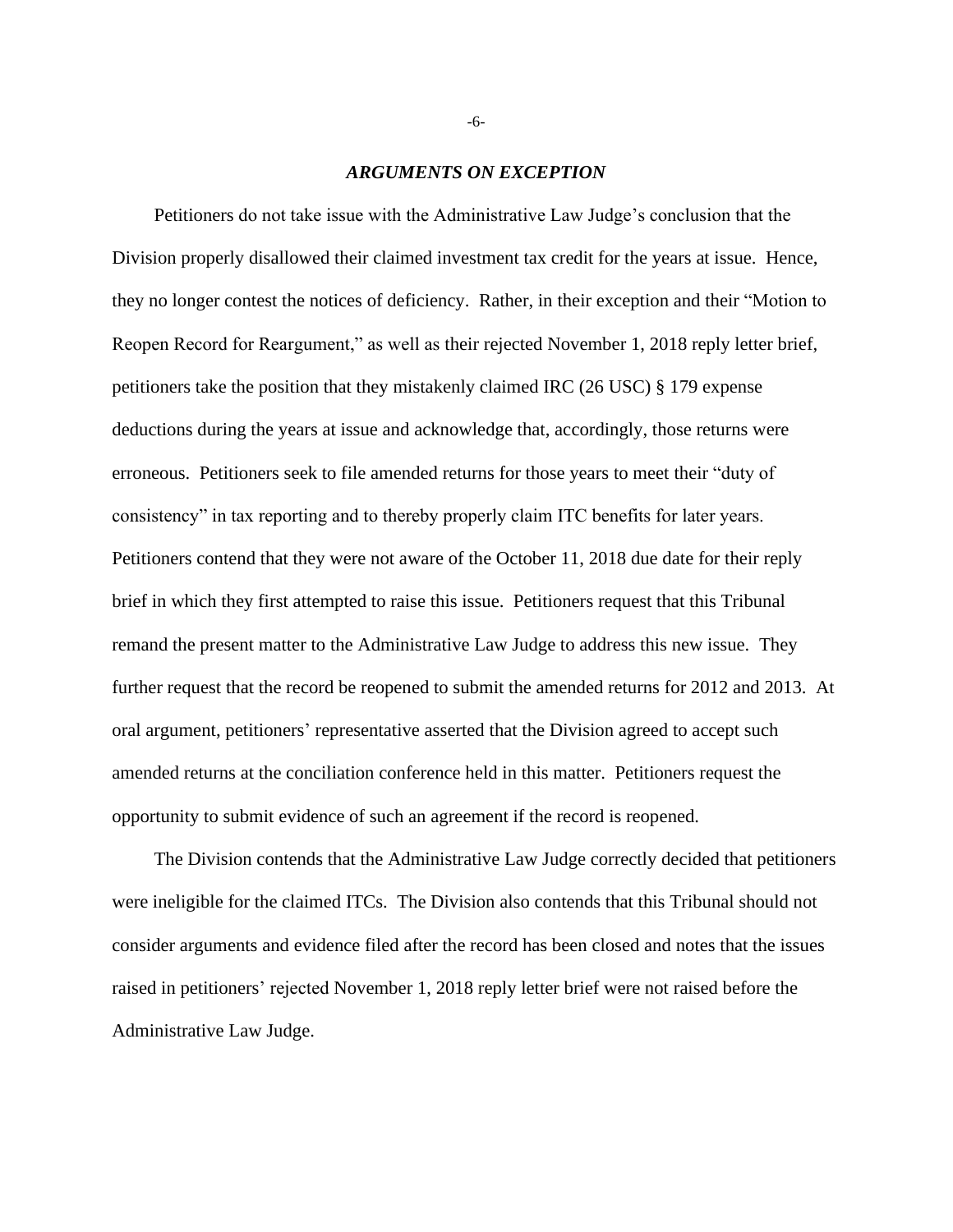### *ARGUMENTS ON EXCEPTION*

Petitioners do not take issue with the Administrative Law Judge's conclusion that the Division properly disallowed their claimed investment tax credit for the years at issue. Hence, they no longer contest the notices of deficiency. Rather, in their exception and their "Motion to Reopen Record for Reargument," as well as their rejected November 1, 2018 reply letter brief, petitioners take the position that they mistakenly claimed IRC (26 USC) § 179 expense deductions during the years at issue and acknowledge that, accordingly, those returns were erroneous. Petitioners seek to file amended returns for those years to meet their "duty of consistency" in tax reporting and to thereby properly claim ITC benefits for later years. Petitioners contend that they were not aware of the October 11, 2018 due date for their reply brief in which they first attempted to raise this issue. Petitioners request that this Tribunal remand the present matter to the Administrative Law Judge to address this new issue. They further request that the record be reopened to submit the amended returns for 2012 and 2013. At oral argument, petitioners' representative asserted that the Division agreed to accept such amended returns at the conciliation conference held in this matter. Petitioners request the opportunity to submit evidence of such an agreement if the record is reopened.

The Division contends that the Administrative Law Judge correctly decided that petitioners were ineligible for the claimed ITCs. The Division also contends that this Tribunal should not consider arguments and evidence filed after the record has been closed and notes that the issues raised in petitioners' rejected November 1, 2018 reply letter brief were not raised before the Administrative Law Judge.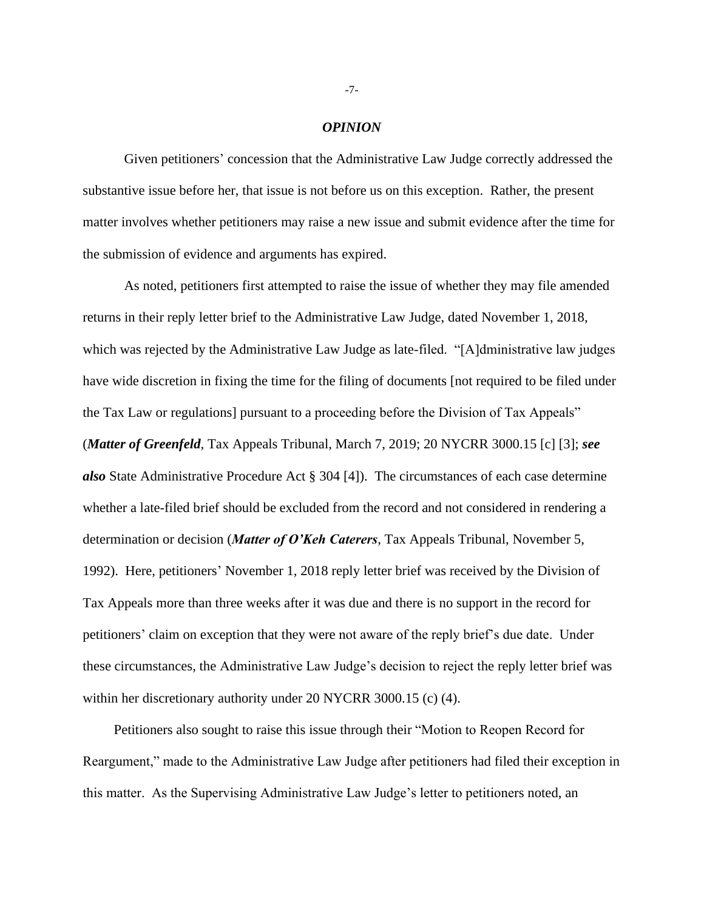***OPINION***

Given petitioners' concession that the Administrative Law Judge correctly addressed the substantive issue before her, that issue is not before us on this exception. Rather, the present matter involves whether petitioners may raise a new issue and submit evidence after the time for the submission of evidence and arguments has expired.

As noted, petitioners first attempted to raise the issue of whether they may file amended returns in their reply letter brief to the Administrative Law Judge, dated November 1, 2018, which was rejected by the Administrative Law Judge as late-filed. "[A]dministrative law judges have wide discretion in fixing the time for the filing of documents [not required to be filed under the Tax Law or regulations] pursuant to a proceeding before the Division of Tax Appeals" (***Matter of Greenfeld***, Tax Appeals Tribunal, March 7, 2019; 20 NYCRR 3000.15 [c] [3]; ***see also*** State Administrative Procedure Act § 304 [4]). The circumstances of each case determine whether a late-filed brief should be excluded from the record and not considered in rendering a determination or decision (***Matter of O'Keh Caterers***, Tax Appeals Tribunal, November 5, 1992). Here, petitioners' November 1, 2018 reply letter brief was received by the Division of Tax Appeals more than three weeks after it was due and there is no support in the record for petitioners' claim on exception that they were not aware of the reply brief's due date. Under these circumstances, the Administrative Law Judge's decision to reject the reply letter brief was within her discretionary authority under 20 NYCRR 3000.15 (c) (4).

Petitioners also sought to raise this issue through their "Motion to Reopen Record for Reargument," made to the Administrative Law Judge after petitioners had filed their exception in this matter. As the Supervising Administrative Law Judge's letter to petitioners noted, an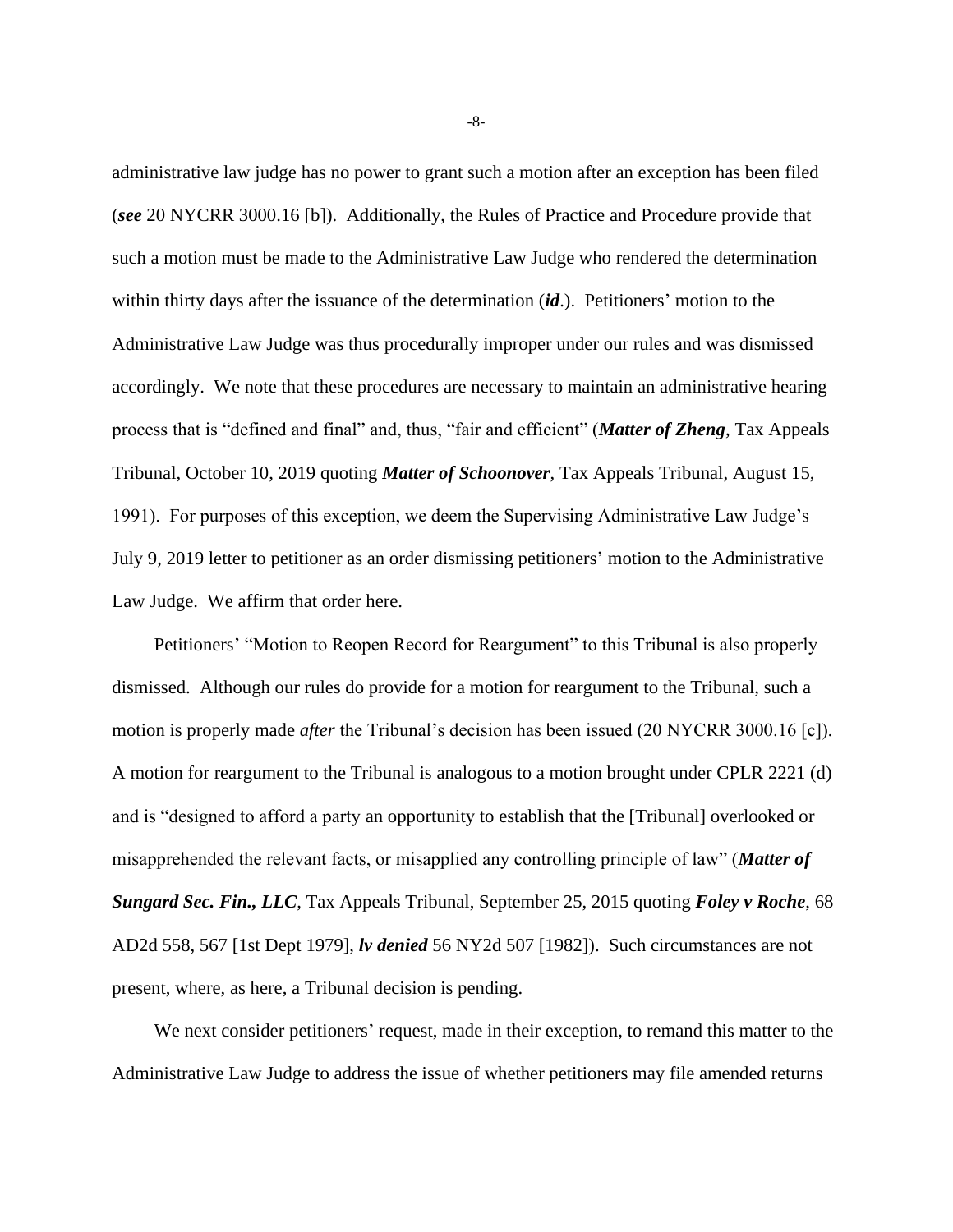administrative law judge has no power to grant such a motion after an exception has been filed (***see*** 20 NYCRR 3000.16 [b]). Additionally, the Rules of Practice and Procedure provide that such a motion must be made to the Administrative Law Judge who rendered the determination within thirty days after the issuance of the determination (***id***.). Petitioners' motion to the Administrative Law Judge was thus procedurally improper under our rules and was dismissed accordingly. We note that these procedures are necessary to maintain an administrative hearing process that is "defined and final" and, thus, "fair and efficient" (***Matter of Zheng***, Tax Appeals Tribunal, October 10, 2019 quoting ***Matter of Schoonover***, Tax Appeals Tribunal, August 15, 1991). For purposes of this exception, we deem the Supervising Administrative Law Judge's July 9, 2019 letter to petitioner as an order dismissing petitioners' motion to the Administrative Law Judge. We affirm that order here.

Petitioners' "Motion to Reopen Record for Reargument" to this Tribunal is also properly dismissed. Although our rules do provide for a motion for reargument to the Tribunal, such a motion is properly made *after* the Tribunal's decision has been issued (20 NYCRR 3000.16 [c]). A motion for reargument to the Tribunal is analogous to a motion brought under CPLR 2221 (d) and is "designed to afford a party an opportunity to establish that the [Tribunal] overlooked or misapprehended the relevant facts, or misapplied any controlling principle of law" (***Matter of Sungard Sec. Fin., LLC***, Tax Appeals Tribunal, September 25, 2015 quoting ***Foley v Roche***, 68 AD2d 558, 567 [1st Dept 1979], ***lv denied*** 56 NY2d 507 [1982]). Such circumstances are not present, where, as here, a Tribunal decision is pending.

We next consider petitioners' request, made in their exception, to remand this matter to the Administrative Law Judge to address the issue of whether petitioners may file amended returns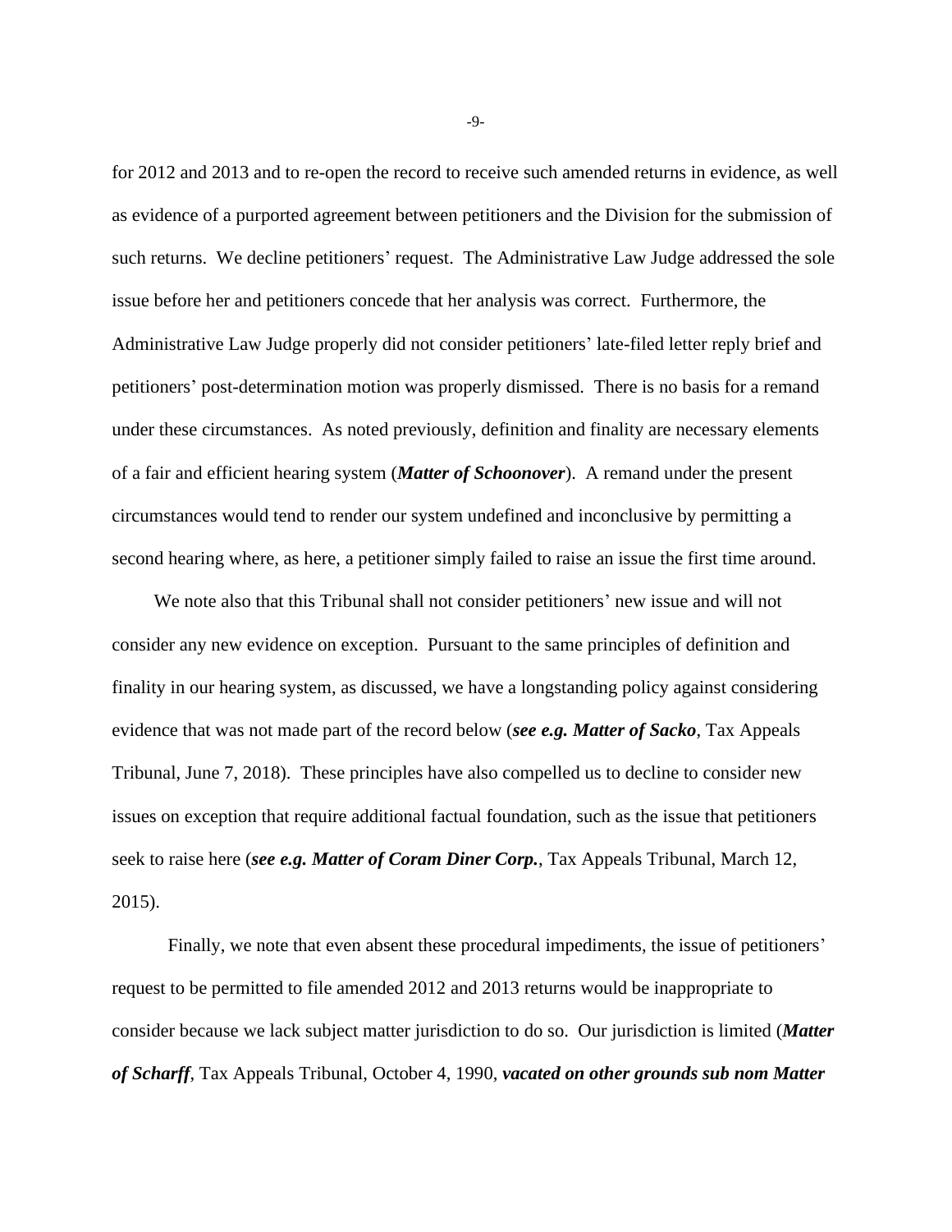for 2012 and 2013 and to re-open the record to receive such amended returns in evidence, as well as evidence of a purported agreement between petitioners and the Division for the submission of such returns. We decline petitioners' request. The Administrative Law Judge addressed the sole issue before her and petitioners concede that her analysis was correct. Furthermore, the Administrative Law Judge properly did not consider petitioners' late-filed letter reply brief and petitioners' post-determination motion was properly dismissed. There is no basis for a remand under these circumstances. As noted previously, definition and finality are necessary elements of a fair and efficient hearing system (***Matter of Schoonover***). A remand under the present circumstances would tend to render our system undefined and inconclusive by permitting a second hearing where, as here, a petitioner simply failed to raise an issue the first time around.

We note also that this Tribunal shall not consider petitioners' new issue and will not consider any new evidence on exception. Pursuant to the same principles of definition and finality in our hearing system, as discussed, we have a longstanding policy against considering evidence that was not made part of the record below (***see e.g. Matter of Sacko***, Tax Appeals Tribunal, June 7, 2018). These principles have also compelled us to decline to consider new issues on exception that require additional factual foundation, such as the issue that petitioners seek to raise here (***see e.g. Matter of Coram Diner Corp.***, Tax Appeals Tribunal, March 12, 2015).

Finally, we note that even absent these procedural impediments, the issue of petitioners' request to be permitted to file amended 2012 and 2013 returns would be inappropriate to consider because we lack subject matter jurisdiction to do so. Our jurisdiction is limited (***Matter of Scharff***, Tax Appeals Tribunal, October 4, 1990, ***vacated on other grounds sub nom Matter***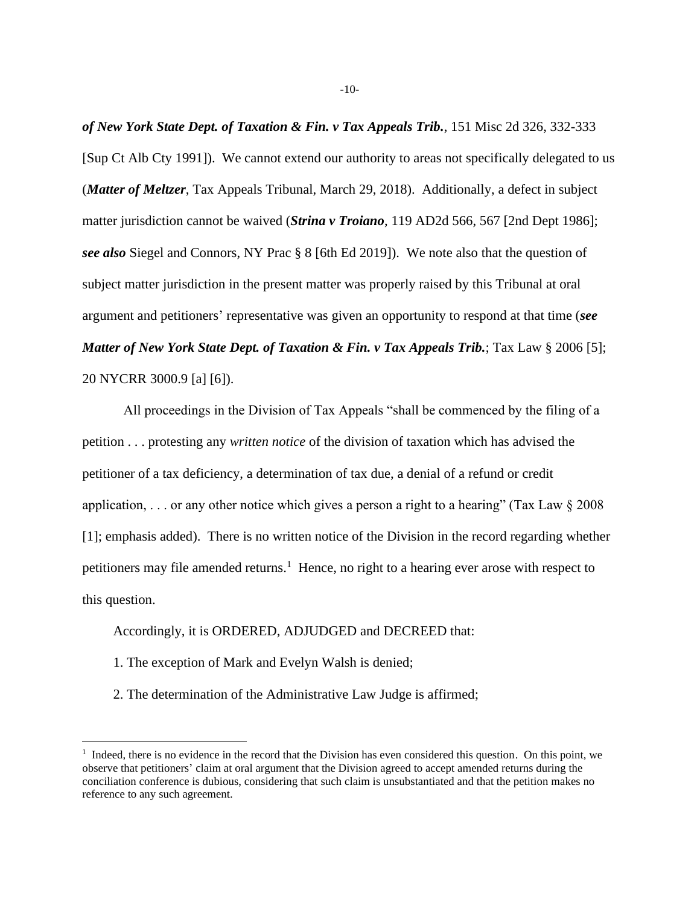***of New York State Dept. of Taxation & Fin. v Tax Appeals Trib.***, 151 Misc 2d 326, 332-333 [Sup Ct Alb Cty 1991]). We cannot extend our authority to areas not specifically delegated to us (***Matter of Meltzer***, Tax Appeals Tribunal, March 29, 2018). Additionally, a defect in subject matter jurisdiction cannot be waived (***Strina v Troiano***, 119 AD2d 566, 567 [2nd Dept 1986]; ***see also*** Siegel and Connors, NY Prac § 8 [6th Ed 2019]). We note also that the question of subject matter jurisdiction in the present matter was properly raised by this Tribunal at oral argument and petitioners' representative was given an opportunity to respond at that time (***see Matter of New York State Dept. of Taxation & Fin. v Tax Appeals Trib.***; Tax Law § 2006 [5]; 20 NYCRR 3000.9 [a] [6]).

All proceedings in the Division of Tax Appeals "shall be commenced by the filing of a petition . . . protesting any *written notice* of the division of taxation which has advised the petitioner of a tax deficiency, a determination of tax due, a denial of a refund or credit application, . . . or any other notice which gives a person a right to a hearing" (Tax Law § 2008 [1]; emphasis added). There is no written notice of the Division in the record regarding whether petitioners may file amended returns.[1] Hence, no right to a hearing ever arose with respect to this question.

Accordingly, it is ORDERED, ADJUDGED and DECREED that:

1. The exception of Mark and Evelyn Walsh is denied;

2. The determination of the Administrative Law Judge is affirmed;

---

[1] Indeed, there is no evidence in the record that the Division has even considered this question. On this point, we observe that petitioners' claim at oral argument that the Division agreed to accept amended returns during the conciliation conference is dubious, considering that such claim is unsubstantiated and that the petition makes no reference to any such agreement.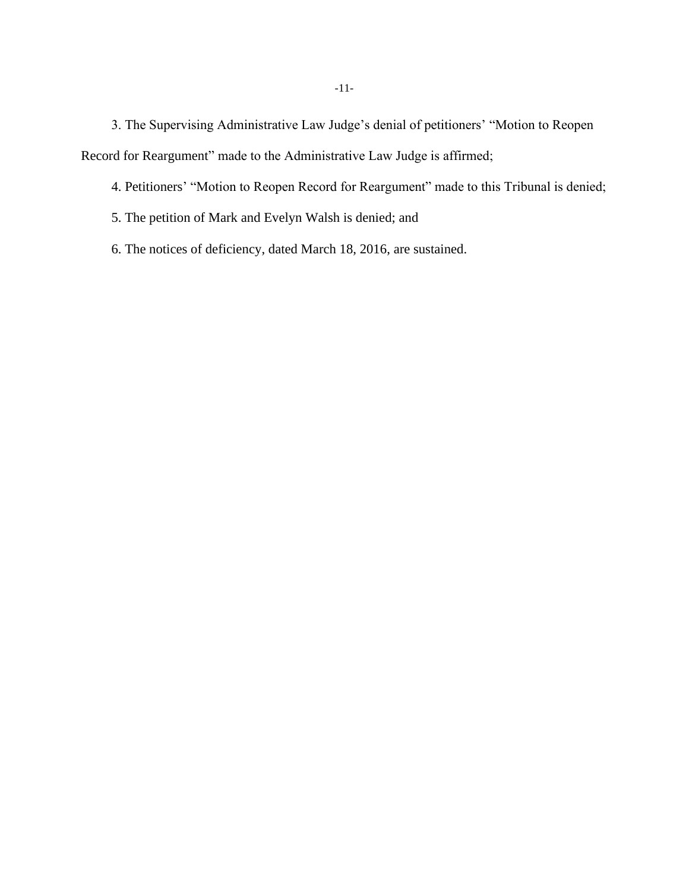3. The Supervising Administrative Law Judge's denial of petitioners' "Motion to Reopen Record for Reargument" made to the Administrative Law Judge is affirmed;

4. Petitioners' "Motion to Reopen Record for Reargument" made to this Tribunal is denied;

5. The petition of Mark and Evelyn Walsh is denied; and

6. The notices of deficiency, dated March 18, 2016, are sustained.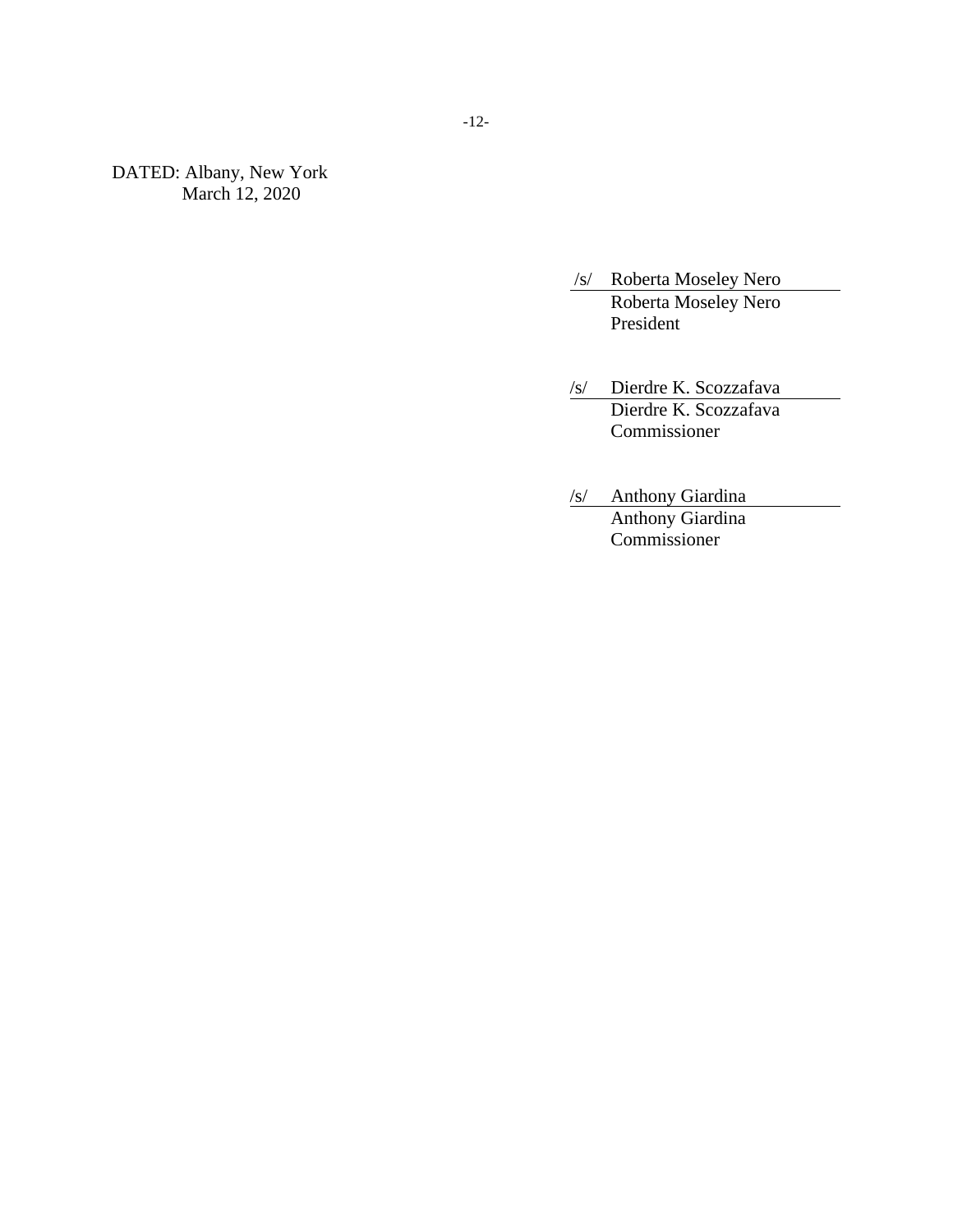DATED: Albany, New York
March 12, 2020

/s/ Roberta Moseley Nero
Roberta Moseley Nero
President

/s/ Dierdre K. Scozzafava
Dierdre K. Scozzafava
Commissioner

/s/ Anthony Giardina
Anthony Giardina
Commissioner